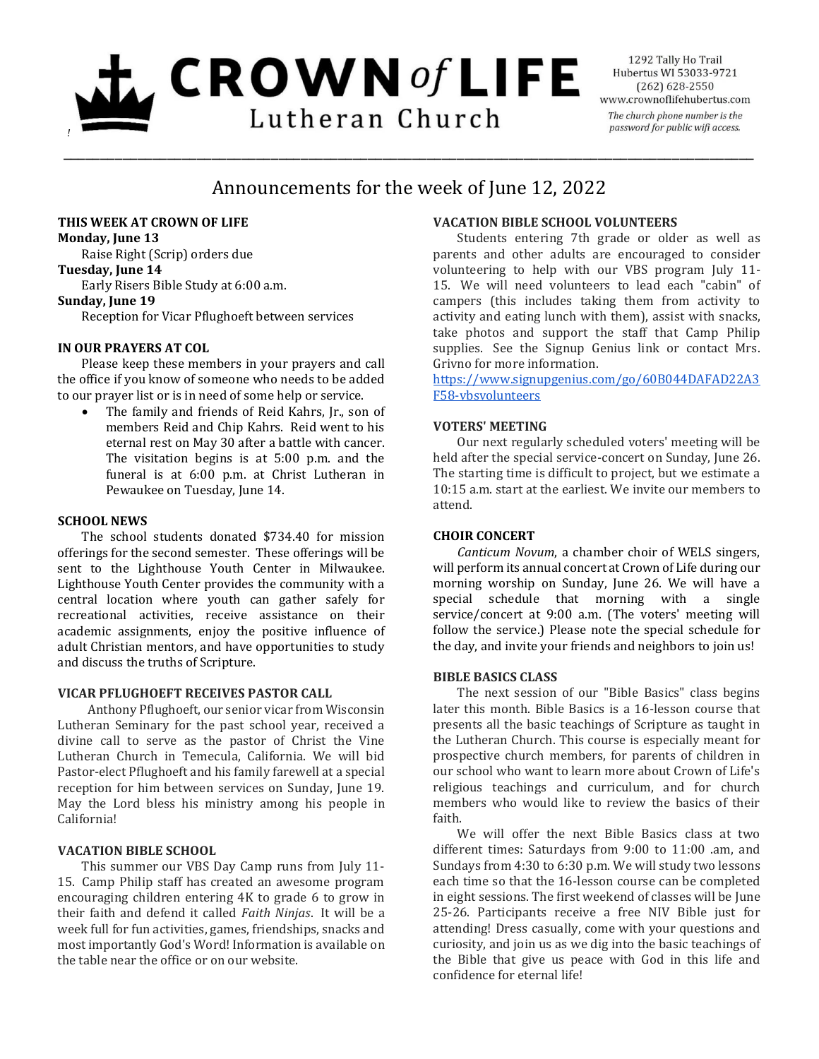# CROWN of LIFE Lutheran Church

1292 Tally Ho Trail
Hubertus WI 53033-9721
(262) 628-2550
www.crownoflifehubertus.com

*The church phone number is the password for public wifi access.*

## Announcements for the week of June 12, 2022

### THIS WEEK AT CROWN OF LIFE

**Monday, June 13**
Raise Right (Scrip) orders due

**Tuesday, June 14**
Early Risers Bible Study at 6:00 a.m.

**Sunday, June 19**
Reception for Vicar Pflughoeft between services

### IN OUR PRAYERS AT COL

Please keep these members in your prayers and call the office if you know of someone who needs to be added to our prayer list or is in need of some help or service.

- The family and friends of Reid Kahrs, Jr., son of members Reid and Chip Kahrs. Reid went to his eternal rest on May 30 after a battle with cancer. The visitation begins is at 5:00 p.m. and the funeral is at 6:00 p.m. at Christ Lutheran in Pewaukee on Tuesday, June 14.

### SCHOOL NEWS

The school students donated $734.40 for mission offerings for the second semester. These offerings will be sent to the Lighthouse Youth Center in Milwaukee. Lighthouse Youth Center provides the community with a central location where youth can gather safely for recreational activities, receive assistance on their academic assignments, enjoy the positive influence of adult Christian mentors, and have opportunities to study and discuss the truths of Scripture.

### VICAR PFLUGHOEFT RECEIVES PASTOR CALL

Anthony Pflughoeft, our senior vicar from Wisconsin Lutheran Seminary for the past school year, received a divine call to serve as the pastor of Christ the Vine Lutheran Church in Temecula, California. We will bid Pastor-elect Pflughoeft and his family farewell at a special reception for him between services on Sunday, June 19. May the Lord bless his ministry among his people in California!

### VACATION BIBLE SCHOOL

This summer our VBS Day Camp runs from July 11-15. Camp Philip staff has created an awesome program encouraging children entering 4K to grade 6 to grow in their faith and defend it called *Faith Ninjas*. It will be a week full for fun activities, games, friendships, snacks and most importantly God's Word! Information is available on the table near the office or on our website.

### VACATION BIBLE SCHOOL VOLUNTEERS

Students entering 7th grade or older as well as parents and other adults are encouraged to consider volunteering to help with our VBS program July 11-15. We will need volunteers to lead each "cabin" of campers (this includes taking them from activity to activity and eating lunch with them), assist with snacks, take photos and support the staff that Camp Philip supplies. See the Signup Genius link or contact Mrs. Grivno for more information.

https://www.signupgenius.com/go/60B044DAFAD22A3F58-vbsvolunteers

### VOTERS' MEETING

Our next regularly scheduled voters' meeting will be held after the special service-concert on Sunday, June 26. The starting time is difficult to project, but we estimate a 10:15 a.m. start at the earliest. We invite our members to attend.

### CHOIR CONCERT

*Canticum Novum*, a chamber choir of WELS singers, will perform its annual concert at Crown of Life during our morning worship on Sunday, June 26. We will have a special schedule that morning with a single service/concert at 9:00 a.m. (The voters' meeting will follow the service.) Please note the special schedule for the day, and invite your friends and neighbors to join us!

### BIBLE BASICS CLASS

The next session of our "Bible Basics" class begins later this month. Bible Basics is a 16-lesson course that presents all the basic teachings of Scripture as taught in the Lutheran Church. This course is especially meant for prospective church members, for parents of children in our school who want to learn more about Crown of Life's religious teachings and curriculum, and for church members who would like to review the basics of their faith.

We will offer the next Bible Basics class at two different times: Saturdays from 9:00 to 11:00 .am, and Sundays from 4:30 to 6:30 p.m. We will study two lessons each time so that the 16-lesson course can be completed in eight sessions. The first weekend of classes will be June 25-26. Participants receive a free NIV Bible just for attending! Dress casually, come with your questions and curiosity, and join us as we dig into the basic teachings of the Bible that give us peace with God in this life and confidence for eternal life!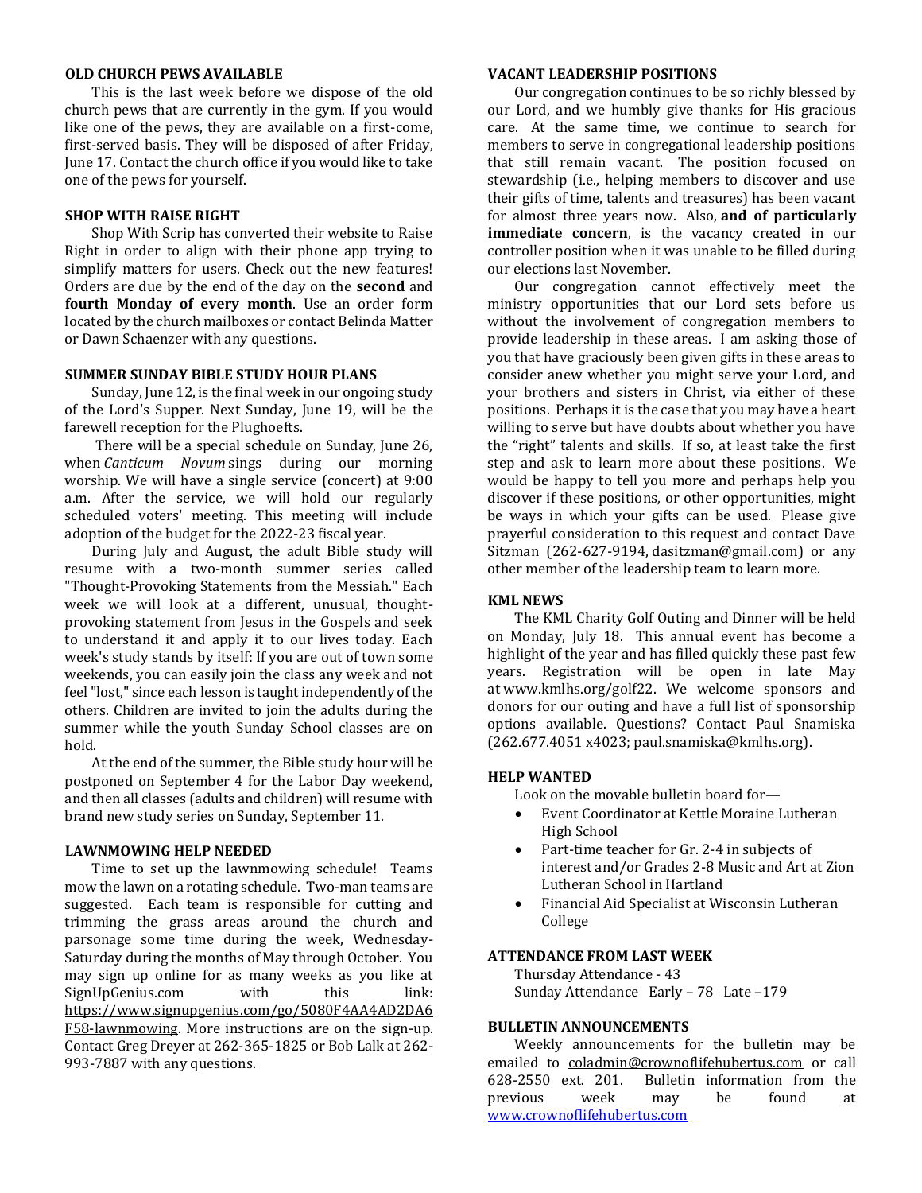## OLD CHURCH PEWS AVAILABLE

This is the last week before we dispose of the old church pews that are currently in the gym. If you would like one of the pews, they are available on a first-come, first-served basis. They will be disposed of after Friday, June 17. Contact the church office if you would like to take one of the pews for yourself.

## SHOP WITH RAISE RIGHT

Shop With Scrip has converted their website to Raise Right in order to align with their phone app trying to simplify matters for users. Check out the new features! Orders are due by the end of the day on the **second** and **fourth Monday of every month**. Use an order form located by the church mailboxes or contact Belinda Matter or Dawn Schaenzer with any questions.

## SUMMER SUNDAY BIBLE STUDY HOUR PLANS

Sunday, June 12, is the final week in our ongoing study of the Lord's Supper. Next Sunday, June 19, will be the farewell reception for the Plughoefts.

There will be a special schedule on Sunday, June 26, when *Canticum Novum* sings during our morning worship. We will have a single service (concert) at 9:00 a.m. After the service, we will hold our regularly scheduled voters' meeting. This meeting will include adoption of the budget for the 2022-23 fiscal year.

During July and August, the adult Bible study will resume with a two-month summer series called "Thought-Provoking Statements from the Messiah." Each week we will look at a different, unusual, thought-provoking statement from Jesus in the Gospels and seek to understand it and apply it to our lives today. Each week's study stands by itself: If you are out of town some weekends, you can easily join the class any week and not feel "lost," since each lesson is taught independently of the others. Children are invited to join the adults during the summer while the youth Sunday School classes are on hold.

At the end of the summer, the Bible study hour will be postponed on September 4 for the Labor Day weekend, and then all classes (adults and children) will resume with brand new study series on Sunday, September 11.

## LAWNMOWING HELP NEEDED

Time to set up the lawnmowing schedule! Teams mow the lawn on a rotating schedule. Two-man teams are suggested. Each team is responsible for cutting and trimming the grass areas around the church and parsonage some time during the week, Wednesday-Saturday during the months of May through October. You may sign up online for as many weeks as you like at SignUpGenius.com with this link: https://www.signupgenius.com/go/5080F4AA4AD2DA6F58-lawnmowing. More instructions are on the sign-up. Contact Greg Dreyer at 262-365-1825 or Bob Lalk at 262-993-7887 with any questions.

## VACANT LEADERSHIP POSITIONS

Our congregation continues to be so richly blessed by our Lord, and we humbly give thanks for His gracious care. At the same time, we continue to search for members to serve in congregational leadership positions that still remain vacant. The position focused on stewardship (i.e., helping members to discover and use their gifts of time, talents and treasures) has been vacant for almost three years now. Also, **and of particularly immediate concern**, is the vacancy created in our controller position when it was unable to be filled during our elections last November.

Our congregation cannot effectively meet the ministry opportunities that our Lord sets before us without the involvement of congregation members to provide leadership in these areas. I am asking those of you that have graciously been given gifts in these areas to consider anew whether you might serve your Lord, and your brothers and sisters in Christ, via either of these positions. Perhaps it is the case that you may have a heart willing to serve but have doubts about whether you have the "right" talents and skills. If so, at least take the first step and ask to learn more about these positions. We would be happy to tell you more and perhaps help you discover if these positions, or other opportunities, might be ways in which your gifts can be used. Please give prayerful consideration to this request and contact Dave Sitzman (262-627-9194, dasitzman@gmail.com) or any other member of the leadership team to learn more.

## KML NEWS

The KML Charity Golf Outing and Dinner will be held on Monday, July 18. This annual event has become a highlight of the year and has filled quickly these past few years. Registration will be open in late May at www.kmlhs.org/golf22. We welcome sponsors and donors for our outing and have a full list of sponsorship options available. Questions? Contact Paul Snamiska (262.677.4051 x4023; paul.snamiska@kmlhs.org).

## HELP WANTED

Look on the movable bulletin board for—

- Event Coordinator at Kettle Moraine Lutheran High School
- Part-time teacher for Gr. 2-4 in subjects of interest and/or Grades 2-8 Music and Art at Zion Lutheran School in Hartland
- Financial Aid Specialist at Wisconsin Lutheran College

## ATTENDANCE FROM LAST WEEK

Thursday Attendance - 43
Sunday Attendance Early – 78 Late –179

## BULLETIN ANNOUNCEMENTS

Weekly announcements for the bulletin may be emailed to coladmin@crownoflifehubertus.com or call 628-2550 ext. 201. Bulletin information from the previous week may be found at www.crownoflifehubertus.com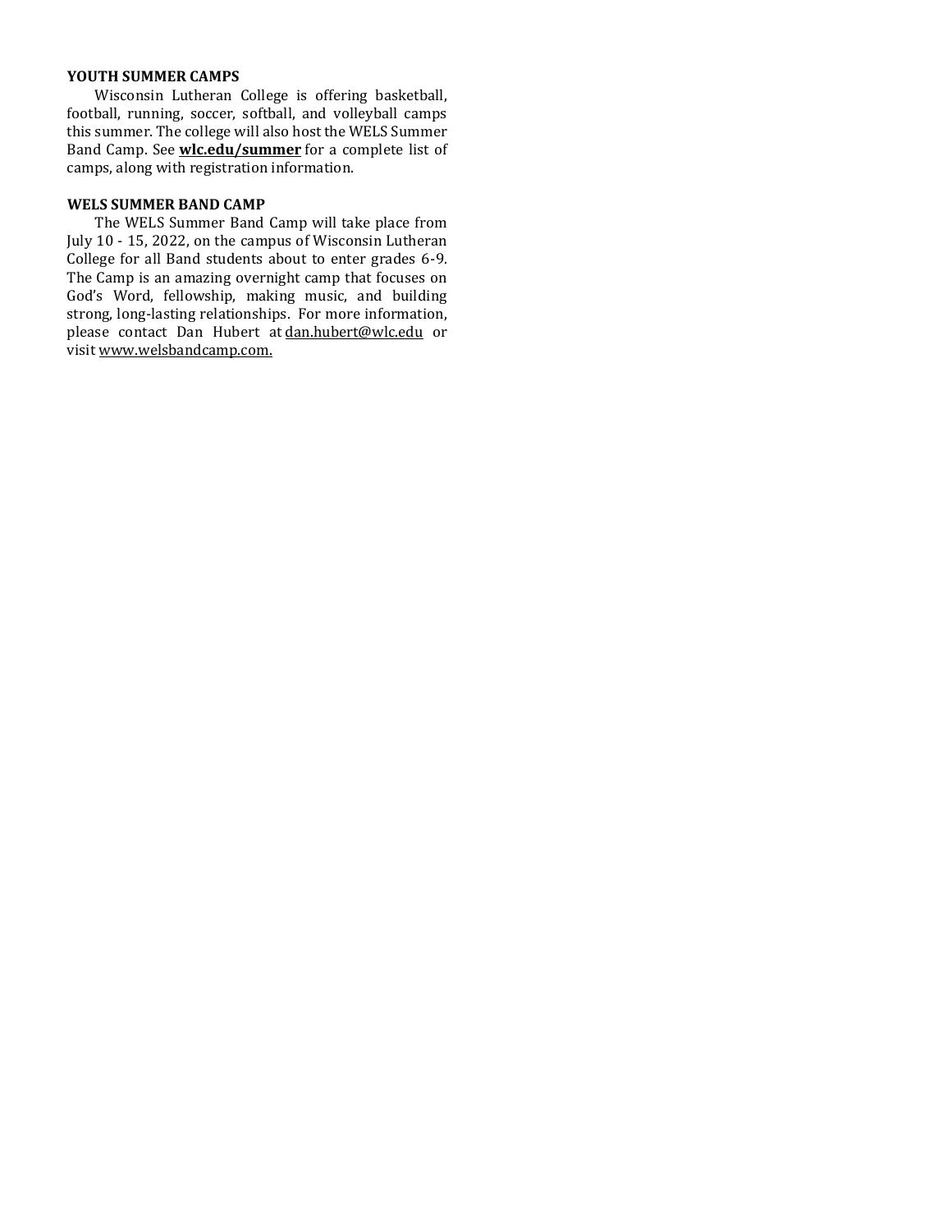**YOUTH SUMMER CAMPS**

Wisconsin Lutheran College is offering basketball, football, running, soccer, softball, and volleyball camps this summer. The college will also host the WELS Summer Band Camp. See **wlc.edu/summer** for a complete list of camps, along with registration information.

**WELS SUMMER BAND CAMP**

The WELS Summer Band Camp will take place from July 10 - 15, 2022, on the campus of Wisconsin Lutheran College for all Band students about to enter grades 6-9. The Camp is an amazing overnight camp that focuses on God's Word, fellowship, making music, and building strong, long-lasting relationships. For more information, please contact Dan Hubert at dan.hubert@wlc.edu or visit www.welsbandcamp.com.